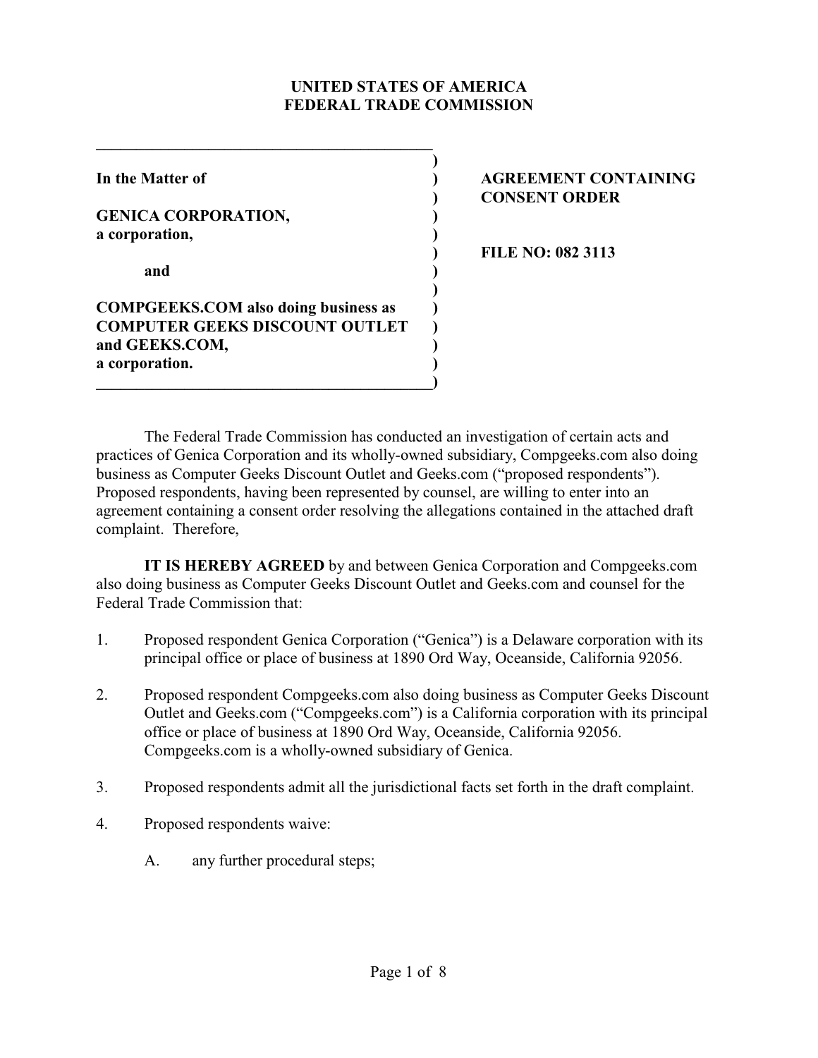**UNITED STATES OF AMERICA**
**FEDERAL TRADE COMMISSION**

| | |
|---|---|
| **In the Matter of**<br><br>**GENICA CORPORATION,**<br>**a corporation,**<br><br>**and**<br><br>**COMPGEEKS.COM also doing business as COMPUTER GEEKS DISCOUNT OUTLET and GEEKS.COM,**<br>**a corporation.** | **AGREEMENT CONTAINING CONSENT ORDER**<br><br>**FILE NO: 082 3113** |

The Federal Trade Commission has conducted an investigation of certain acts and practices of Genica Corporation and its wholly-owned subsidiary, Compgeeks.com also doing business as Computer Geeks Discount Outlet and Geeks.com ("proposed respondents"). Proposed respondents, having been represented by counsel, are willing to enter into an agreement containing a consent order resolving the allegations contained in the attached draft complaint. Therefore,

**IT IS HEREBY AGREED** by and between Genica Corporation and Compgeeks.com also doing business as Computer Geeks Discount Outlet and Geeks.com and counsel for the Federal Trade Commission that:

1. Proposed respondent Genica Corporation ("Genica") is a Delaware corporation with its principal office or place of business at 1890 Ord Way, Oceanside, California 92056.

2. Proposed respondent Compgeeks.com also doing business as Computer Geeks Discount Outlet and Geeks.com ("Compgeeks.com") is a California corporation with its principal office or place of business at 1890 Ord Way, Oceanside, California 92056. Compgeeks.com is a wholly-owned subsidiary of Genica.

3. Proposed respondents admit all the jurisdictional facts set forth in the draft complaint.

4. Proposed respondents waive:

   A. any further procedural steps;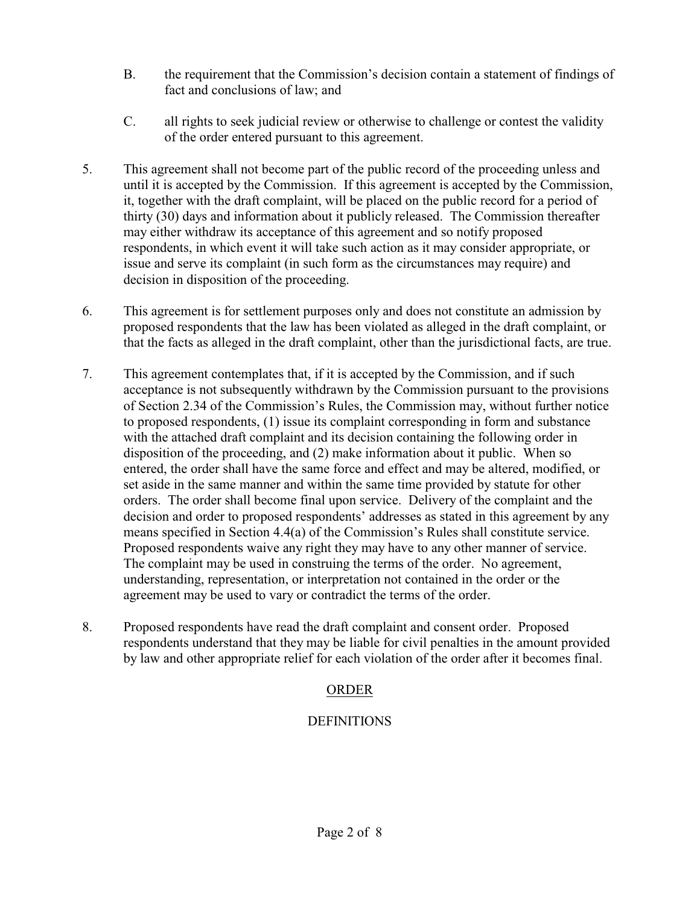B. the requirement that the Commission's decision contain a statement of findings of fact and conclusions of law; and

C. all rights to seek judicial review or otherwise to challenge or contest the validity of the order entered pursuant to this agreement.

5. This agreement shall not become part of the public record of the proceeding unless and until it is accepted by the Commission. If this agreement is accepted by the Commission, it, together with the draft complaint, will be placed on the public record for a period of thirty (30) days and information about it publicly released. The Commission thereafter may either withdraw its acceptance of this agreement and so notify proposed respondents, in which event it will take such action as it may consider appropriate, or issue and serve its complaint (in such form as the circumstances may require) and decision in disposition of the proceeding.

6. This agreement is for settlement purposes only and does not constitute an admission by proposed respondents that the law has been violated as alleged in the draft complaint, or that the facts as alleged in the draft complaint, other than the jurisdictional facts, are true.

7. This agreement contemplates that, if it is accepted by the Commission, and if such acceptance is not subsequently withdrawn by the Commission pursuant to the provisions of Section 2.34 of the Commission's Rules, the Commission may, without further notice to proposed respondents, (1) issue its complaint corresponding in form and substance with the attached draft complaint and its decision containing the following order in disposition of the proceeding, and (2) make information about it public. When so entered, the order shall have the same force and effect and may be altered, modified, or set aside in the same manner and within the same time provided by statute for other orders. The order shall become final upon service. Delivery of the complaint and the decision and order to proposed respondents' addresses as stated in this agreement by any means specified in Section 4.4(a) of the Commission's Rules shall constitute service. Proposed respondents waive any right they may have to any other manner of service. The complaint may be used in construing the terms of the order. No agreement, understanding, representation, or interpretation not contained in the order or the agreement may be used to vary or contradict the terms of the order.

8. Proposed respondents have read the draft complaint and consent order. Proposed respondents understand that they may be liable for civil penalties in the amount provided by law and other appropriate relief for each violation of the order after it becomes final.

## ORDER

### DEFINITIONS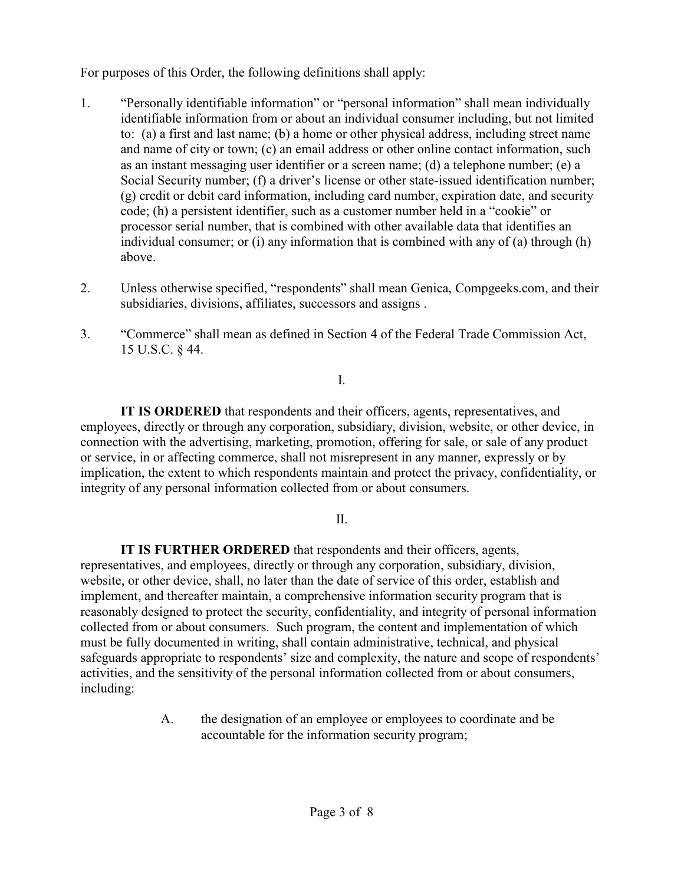For purposes of this Order, the following definitions shall apply:

1. "Personally identifiable information" or "personal information" shall mean individually identifiable information from or about an individual consumer including, but not limited to: (a) a first and last name; (b) a home or other physical address, including street name and name of city or town; (c) an email address or other online contact information, such as an instant messaging user identifier or a screen name; (d) a telephone number; (e) a Social Security number; (f) a driver's license or other state-issued identification number; (g) credit or debit card information, including card number, expiration date, and security code; (h) a persistent identifier, such as a customer number held in a "cookie" or processor serial number, that is combined with other available data that identifies an individual consumer; or (i) any information that is combined with any of (a) through (h) above.

2. Unless otherwise specified, "respondents" shall mean Genica, Compgeeks.com, and their subsidiaries, divisions, affiliates, successors and assigns .

3. "Commerce" shall mean as defined in Section 4 of the Federal Trade Commission Act, 15 U.S.C. § 44.

I.

**IT IS ORDERED** that respondents and their officers, agents, representatives, and employees, directly or through any corporation, subsidiary, division, website, or other device, in connection with the advertising, marketing, promotion, offering for sale, or sale of any product or service, in or affecting commerce, shall not misrepresent in any manner, expressly or by implication, the extent to which respondents maintain and protect the privacy, confidentiality, or integrity of any personal information collected from or about consumers.

II.

**IT IS FURTHER ORDERED** that respondents and their officers, agents, representatives, and employees, directly or through any corporation, subsidiary, division, website, or other device, shall, no later than the date of service of this order, establish and implement, and thereafter maintain, a comprehensive information security program that is reasonably designed to protect the security, confidentiality, and integrity of personal information collected from or about consumers. Such program, the content and implementation of which must be fully documented in writing, shall contain administrative, technical, and physical safeguards appropriate to respondents' size and complexity, the nature and scope of respondents' activities, and the sensitivity of the personal information collected from or about consumers, including:

A. the designation of an employee or employees to coordinate and be accountable for the information security program;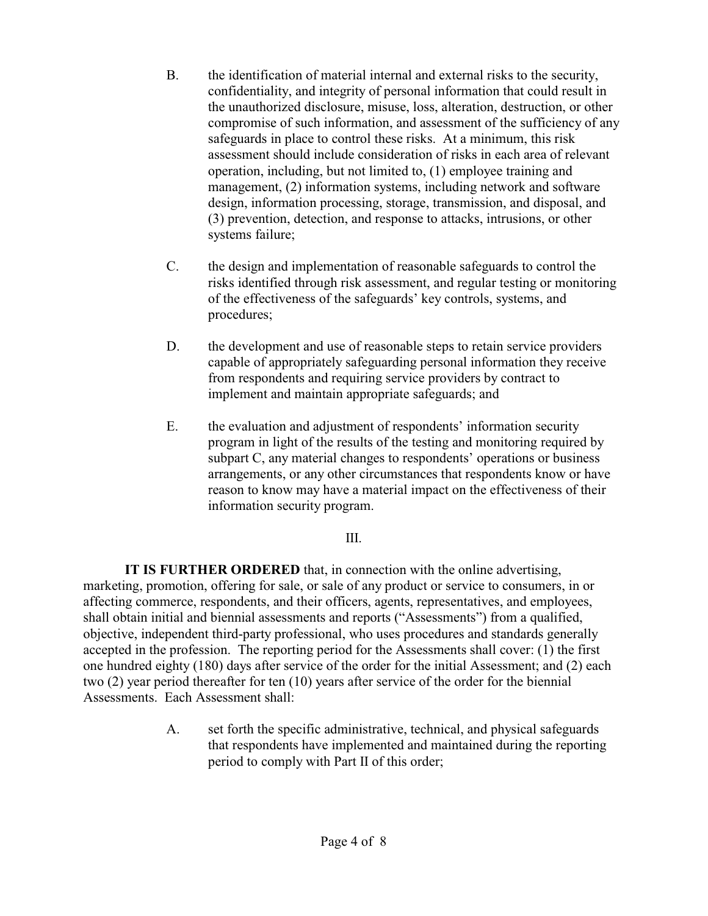B. the identification of material internal and external risks to the security, confidentiality, and integrity of personal information that could result in the unauthorized disclosure, misuse, loss, alteration, destruction, or other compromise of such information, and assessment of the sufficiency of any safeguards in place to control these risks. At a minimum, this risk assessment should include consideration of risks in each area of relevant operation, including, but not limited to, (1) employee training and management, (2) information systems, including network and software design, information processing, storage, transmission, and disposal, and (3) prevention, detection, and response to attacks, intrusions, or other systems failure;

C. the design and implementation of reasonable safeguards to control the risks identified through risk assessment, and regular testing or monitoring of the effectiveness of the safeguards' key controls, systems, and procedures;

D. the development and use of reasonable steps to retain service providers capable of appropriately safeguarding personal information they receive from respondents and requiring service providers by contract to implement and maintain appropriate safeguards; and

E. the evaluation and adjustment of respondents' information security program in light of the results of the testing and monitoring required by subpart C, any material changes to respondents' operations or business arrangements, or any other circumstances that respondents know or have reason to know may have a material impact on the effectiveness of their information security program.

III.

**IT IS FURTHER ORDERED** that, in connection with the online advertising, marketing, promotion, offering for sale, or sale of any product or service to consumers, in or affecting commerce, respondents, and their officers, agents, representatives, and employees, shall obtain initial and biennial assessments and reports ("Assessments") from a qualified, objective, independent third-party professional, who uses procedures and standards generally accepted in the profession. The reporting period for the Assessments shall cover: (1) the first one hundred eighty (180) days after service of the order for the initial Assessment; and (2) each two (2) year period thereafter for ten (10) years after service of the order for the biennial Assessments. Each Assessment shall:

A. set forth the specific administrative, technical, and physical safeguards that respondents have implemented and maintained during the reporting period to comply with Part II of this order;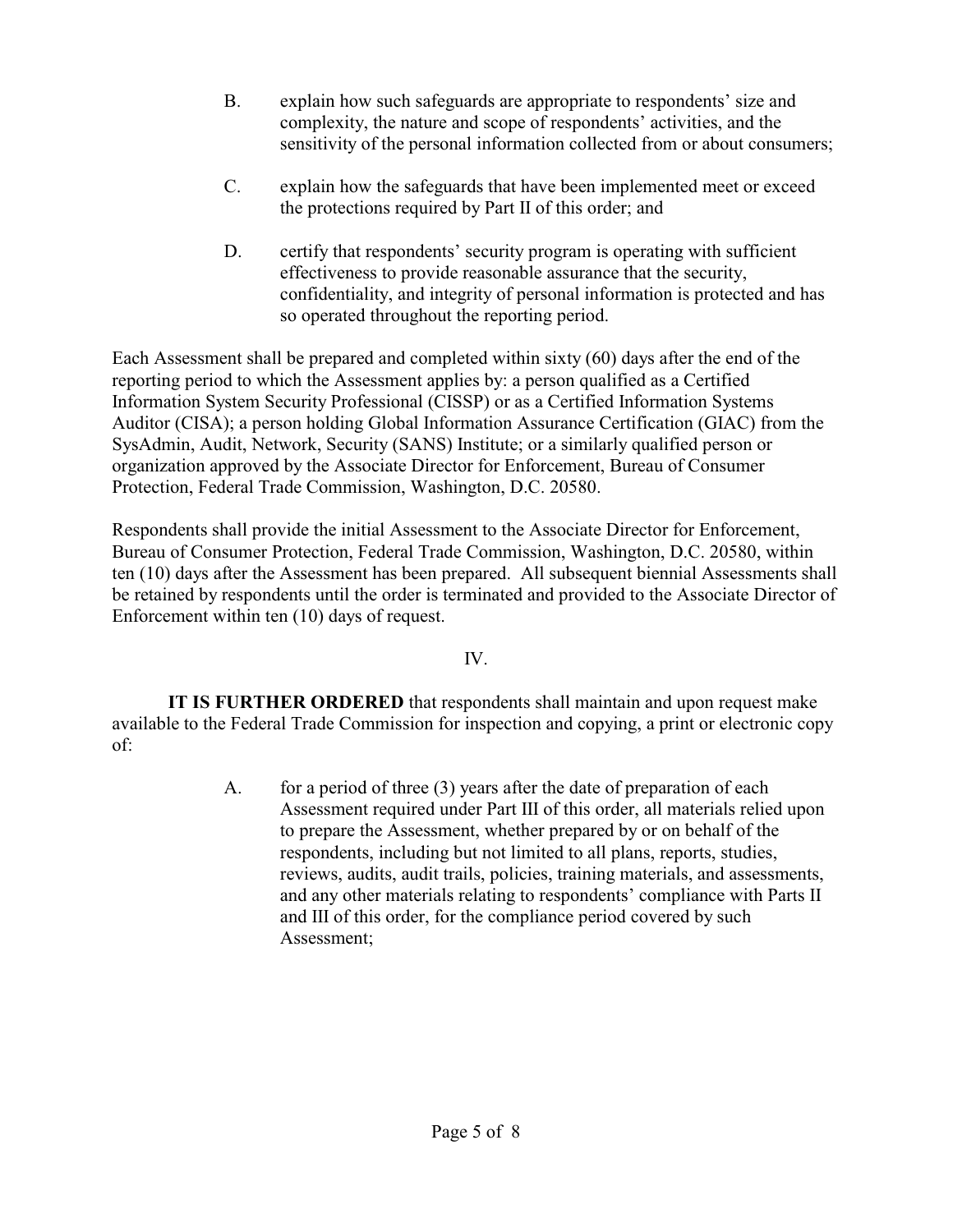B. explain how such safeguards are appropriate to respondents' size and complexity, the nature and scope of respondents' activities, and the sensitivity of the personal information collected from or about consumers;

C. explain how the safeguards that have been implemented meet or exceed the protections required by Part II of this order; and

D. certify that respondents' security program is operating with sufficient effectiveness to provide reasonable assurance that the security, confidentiality, and integrity of personal information is protected and has so operated throughout the reporting period.

Each Assessment shall be prepared and completed within sixty (60) days after the end of the reporting period to which the Assessment applies by: a person qualified as a Certified Information System Security Professional (CISSP) or as a Certified Information Systems Auditor (CISA); a person holding Global Information Assurance Certification (GIAC) from the SysAdmin, Audit, Network, Security (SANS) Institute; or a similarly qualified person or organization approved by the Associate Director for Enforcement, Bureau of Consumer Protection, Federal Trade Commission, Washington, D.C. 20580.

Respondents shall provide the initial Assessment to the Associate Director for Enforcement, Bureau of Consumer Protection, Federal Trade Commission, Washington, D.C. 20580, within ten (10) days after the Assessment has been prepared. All subsequent biennial Assessments shall be retained by respondents until the order is terminated and provided to the Associate Director of Enforcement within ten (10) days of request.

IV.

**IT IS FURTHER ORDERED** that respondents shall maintain and upon request make available to the Federal Trade Commission for inspection and copying, a print or electronic copy of:

A. for a period of three (3) years after the date of preparation of each Assessment required under Part III of this order, all materials relied upon to prepare the Assessment, whether prepared by or on behalf of the respondents, including but not limited to all plans, reports, studies, reviews, audits, audit trails, policies, training materials, and assessments, and any other materials relating to respondents' compliance with Parts II and III of this order, for the compliance period covered by such Assessment;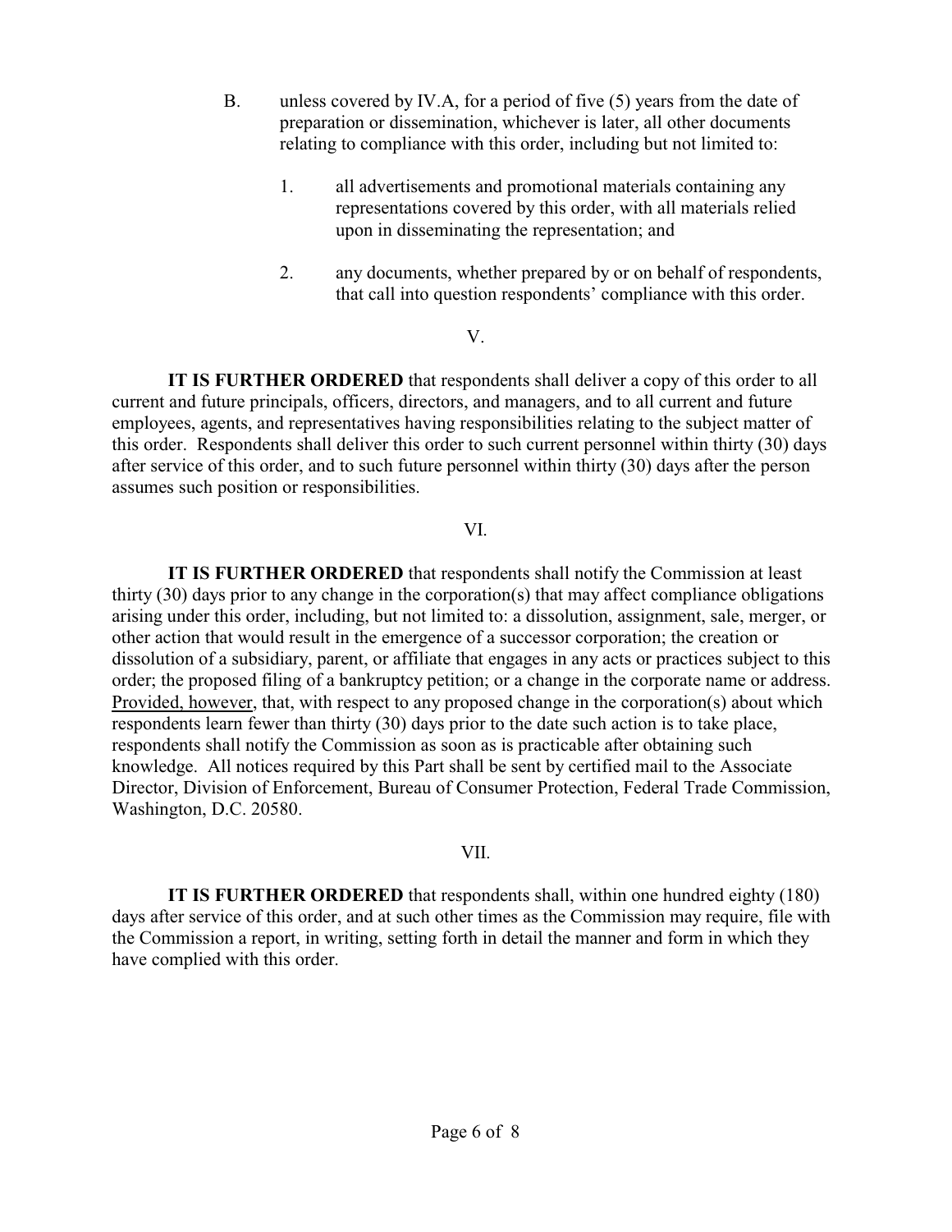B. unless covered by IV.A, for a period of five (5) years from the date of preparation or dissemination, whichever is later, all other documents relating to compliance with this order, including but not limited to:

   1. all advertisements and promotional materials containing any representations covered by this order, with all materials relied upon in disseminating the representation; and

   2. any documents, whether prepared by or on behalf of respondents, that call into question respondents' compliance with this order.

V.

**IT IS FURTHER ORDERED** that respondents shall deliver a copy of this order to all current and future principals, officers, directors, and managers, and to all current and future employees, agents, and representatives having responsibilities relating to the subject matter of this order. Respondents shall deliver this order to such current personnel within thirty (30) days after service of this order, and to such future personnel within thirty (30) days after the person assumes such position or responsibilities.

VI.

**IT IS FURTHER ORDERED** that respondents shall notify the Commission at least thirty (30) days prior to any change in the corporation(s) that may affect compliance obligations arising under this order, including, but not limited to: a dissolution, assignment, sale, merger, or other action that would result in the emergence of a successor corporation; the creation or dissolution of a subsidiary, parent, or affiliate that engages in any acts or practices subject to this order; the proposed filing of a bankruptcy petition; or a change in the corporate name or address. Provided, however, that, with respect to any proposed change in the corporation(s) about which respondents learn fewer than thirty (30) days prior to the date such action is to take place, respondents shall notify the Commission as soon as is practicable after obtaining such knowledge. All notices required by this Part shall be sent by certified mail to the Associate Director, Division of Enforcement, Bureau of Consumer Protection, Federal Trade Commission, Washington, D.C. 20580.

VII.

**IT IS FURTHER ORDERED** that respondents shall, within one hundred eighty (180) days after service of this order, and at such other times as the Commission may require, file with the Commission a report, in writing, setting forth in detail the manner and form in which they have complied with this order.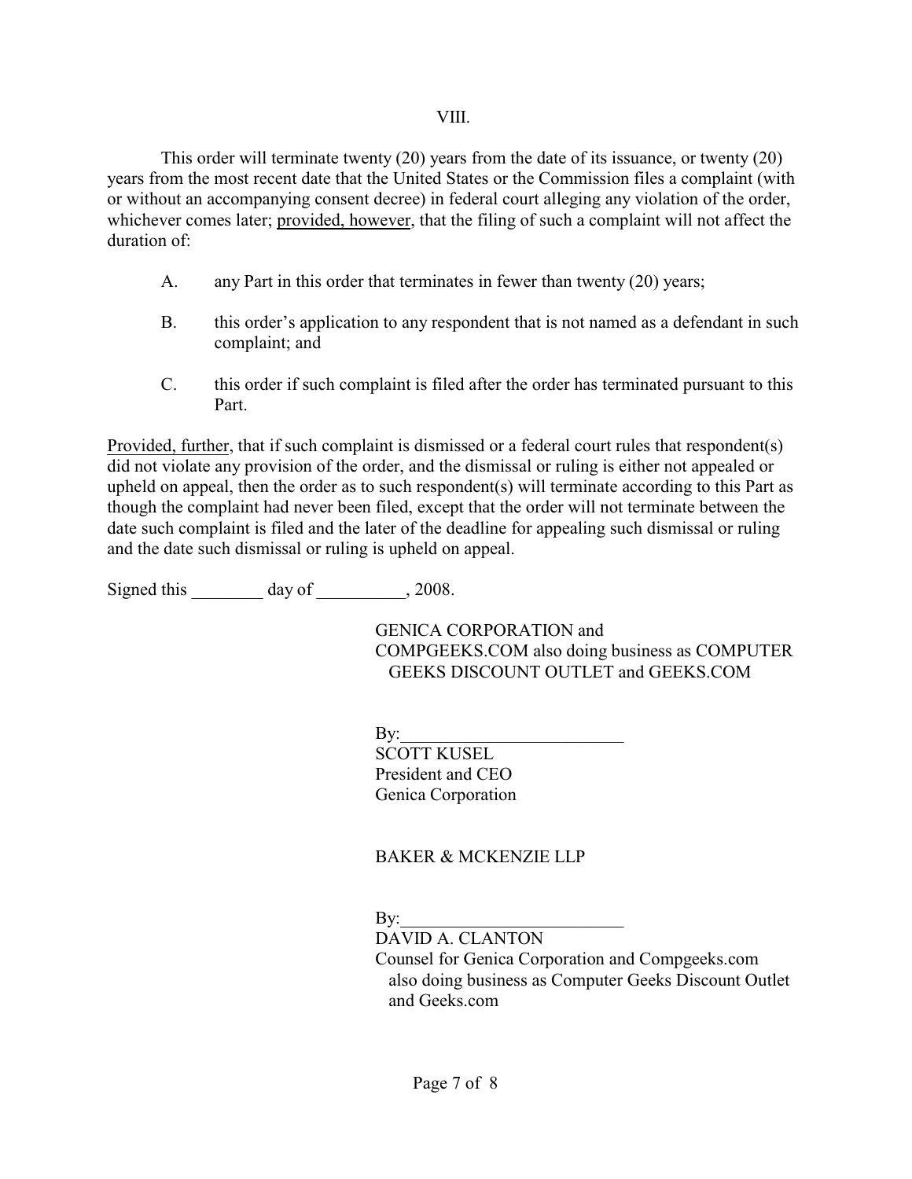## VIII.

This order will terminate twenty (20) years from the date of its issuance, or twenty (20) years from the most recent date that the United States or the Commission files a complaint (with or without an accompanying consent decree) in federal court alleging any violation of the order, whichever comes later; provided, however, that the filing of such a complaint will not affect the duration of:

A. any Part in this order that terminates in fewer than twenty (20) years;

B. this order's application to any respondent that is not named as a defendant in such complaint; and

C. this order if such complaint is filed after the order has terminated pursuant to this Part.

Provided, further, that if such complaint is dismissed or a federal court rules that respondent(s) did not violate any provision of the order, and the dismissal or ruling is either not appealed or upheld on appeal, then the order as to such respondent(s) will terminate according to this Part as though the complaint had never been filed, except that the order will not terminate between the date such complaint is filed and the later of the deadline for appealing such dismissal or ruling and the date such dismissal or ruling is upheld on appeal.

Signed this ________ day of __________, 2008.

GENICA CORPORATION and
COMPGEEKS.COM also doing business as COMPUTER GEEKS DISCOUNT OUTLET and GEEKS.COM

By:_________________________
SCOTT KUSEL
President and CEO
Genica Corporation

BAKER & MCKENZIE LLP

By:_________________________
DAVID A. CLANTON
Counsel for Genica Corporation and Compgeeks.com also doing business as Computer Geeks Discount Outlet and Geeks.com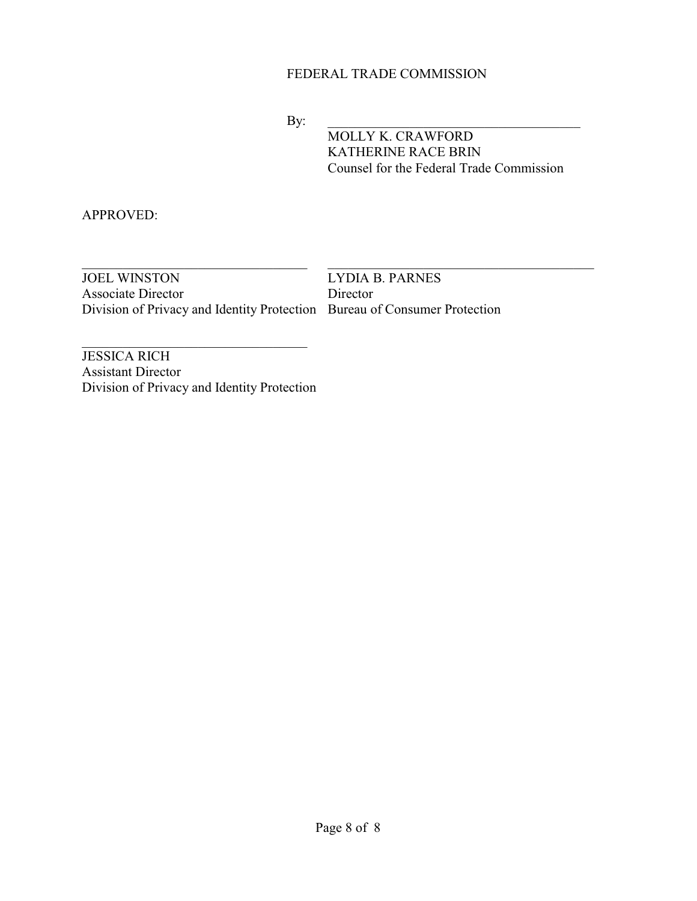FEDERAL TRADE COMMISSION

By: \_\_\_\_\_\_\_\_\_\_\_\_\_\_\_\_\_\_\_\_\_\_\_\_\_\_\_\_\_\_\_\_\_\_\_\_
MOLLY K. CRAWFORD
KATHERINE RACE BRIN
Counsel for the Federal Trade Commission

APPROVED:

\_\_\_\_\_\_\_\_\_\_\_\_\_\_\_\_\_\_\_\_\_\_\_\_\_\_\_\_\_\_\_\_\_\_\_\_
JOEL WINSTON
Associate Director
Division of Privacy and Identity Protection

\_\_\_\_\_\_\_\_\_\_\_\_\_\_\_\_\_\_\_\_\_\_\_\_\_\_\_\_\_\_\_\_\_\_\_\_
LYDIA B. PARNES
Director
Bureau of Consumer Protection

\_\_\_\_\_\_\_\_\_\_\_\_\_\_\_\_\_\_\_\_\_\_\_\_\_\_\_\_\_\_\_\_\_\_\_\_
JESSICA RICH
Assistant Director
Division of Privacy and Identity Protection